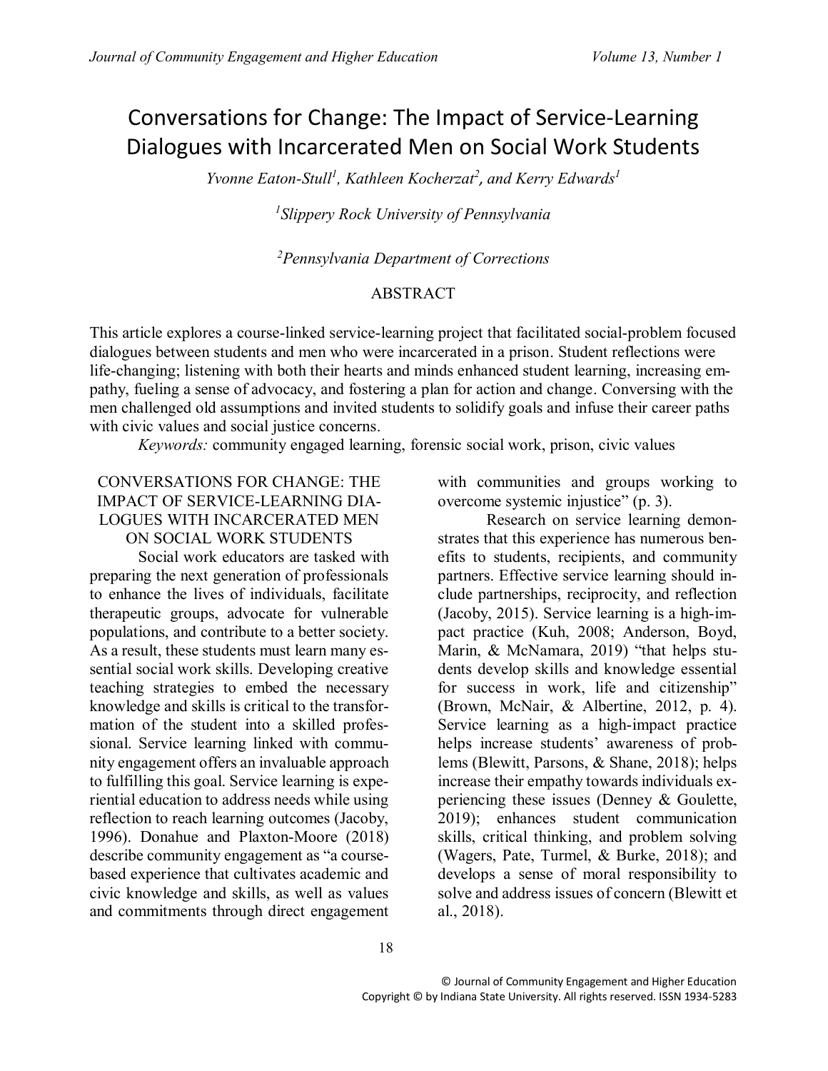# Conversations for Change: The Impact of Service-Learning Dialogues with Incarcerated Men on Social Work Students

*Yvonne Eaton-Stull[1], Kathleen Kocherzat[2], and Kerry Edwards[1]*

[1]*Slippery Rock University of Pennsylvania*

[2]*Pennsylvania Department of Corrections*

## ABSTRACT

This article explores a course-linked service-learning project that facilitated social-problem focused dialogues between students and men who were incarcerated in a prison. Student reflections were life-changing; listening with both their hearts and minds enhanced student learning, increasing empathy, fueling a sense of advocacy, and fostering a plan for action and change. Conversing with the men challenged old assumptions and invited students to solidify goals and infuse their career paths with civic values and social justice concerns.

*Keywords:* community engaged learning, forensic social work, prison, civic values

## CONVERSATIONS FOR CHANGE: THE IMPACT OF SERVICE-LEARNING DIALOGUES WITH INCARCERATED MEN ON SOCIAL WORK STUDENTS

Social work educators are tasked with preparing the next generation of professionals to enhance the lives of individuals, facilitate therapeutic groups, advocate for vulnerable populations, and contribute to a better society. As a result, these students must learn many essential social work skills. Developing creative teaching strategies to embed the necessary knowledge and skills is critical to the transformation of the student into a skilled professional. Service learning linked with community engagement offers an invaluable approach to fulfilling this goal. Service learning is experiential education to address needs while using reflection to reach learning outcomes (Jacoby, 1996). Donahue and Plaxton-Moore (2018) describe community engagement as "a course-based experience that cultivates academic and civic knowledge and skills, as well as values and commitments through direct engagement with communities and groups working to overcome systemic injustice" (p. 3).

Research on service learning demonstrates that this experience has numerous benefits to students, recipients, and community partners. Effective service learning should include partnerships, reciprocity, and reflection (Jacoby, 2015). Service learning is a high-impact practice (Kuh, 2008; Anderson, Boyd, Marin, & McNamara, 2019) "that helps students develop skills and knowledge essential for success in work, life and citizenship" (Brown, McNair, & Albertine, 2012, p. 4). Service learning as a high-impact practice helps increase students' awareness of problems (Blewitt, Parsons, & Shane, 2018); helps increase their empathy towards individuals experiencing these issues (Denney & Goulette, 2019); enhances student communication skills, critical thinking, and problem solving (Wagers, Pate, Turmel, & Burke, 2018); and develops a sense of moral responsibility to solve and address issues of concern (Blewitt et al., 2018).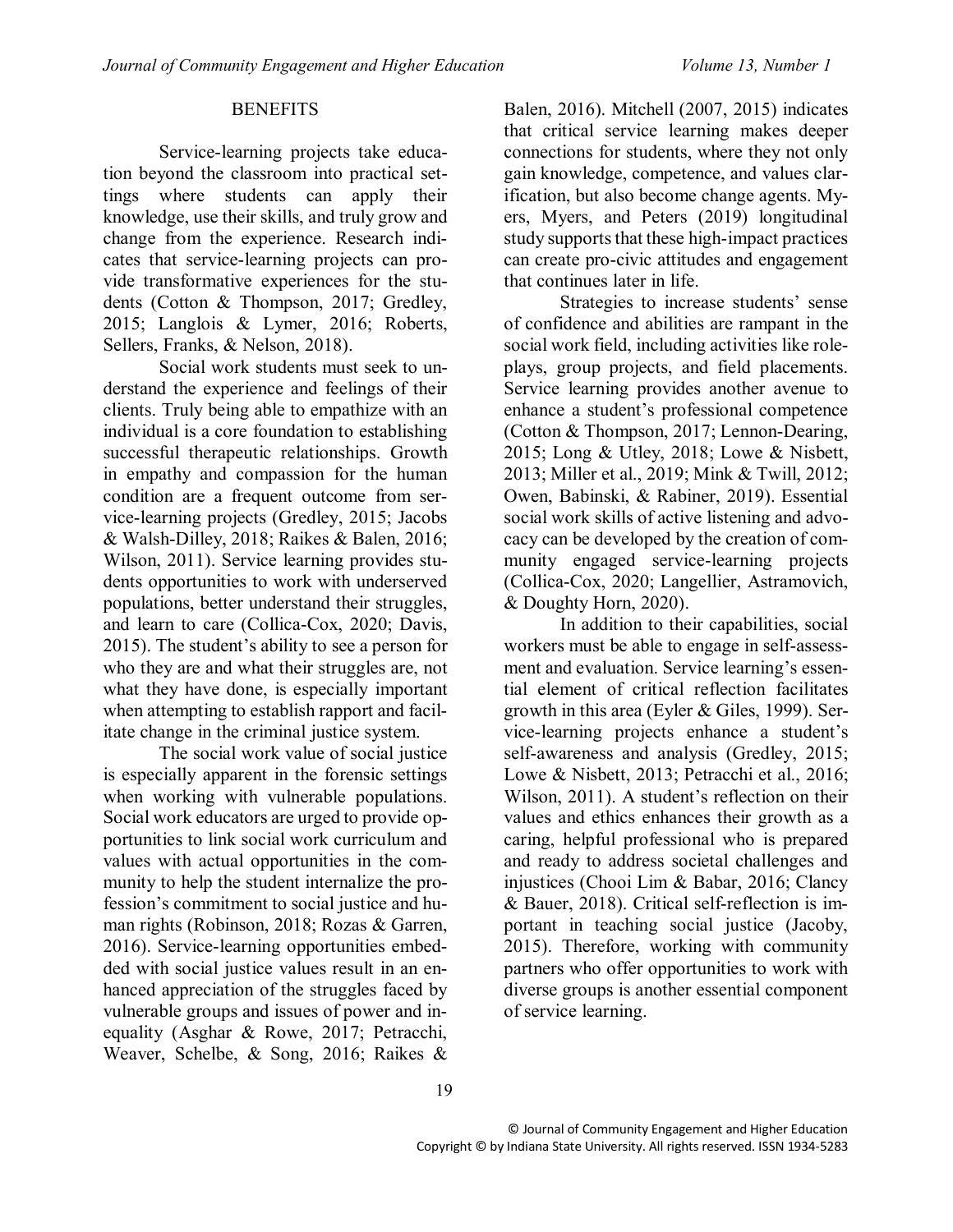## BENEFITS

Service-learning projects take education beyond the classroom into practical settings where students can apply their knowledge, use their skills, and truly grow and change from the experience. Research indicates that service-learning projects can provide transformative experiences for the students (Cotton & Thompson, 2017; Gredley, 2015; Langlois & Lymer, 2016; Roberts, Sellers, Franks, & Nelson, 2018).

Social work students must seek to understand the experience and feelings of their clients. Truly being able to empathize with an individual is a core foundation to establishing successful therapeutic relationships. Growth in empathy and compassion for the human condition are a frequent outcome from service-learning projects (Gredley, 2015; Jacobs & Walsh-Dilley, 2018; Raikes & Balen, 2016; Wilson, 2011). Service learning provides students opportunities to work with underserved populations, better understand their struggles, and learn to care (Collica-Cox, 2020; Davis, 2015). The student's ability to see a person for who they are and what their struggles are, not what they have done, is especially important when attempting to establish rapport and facilitate change in the criminal justice system.

The social work value of social justice is especially apparent in the forensic settings when working with vulnerable populations. Social work educators are urged to provide opportunities to link social work curriculum and values with actual opportunities in the community to help the student internalize the profession's commitment to social justice and human rights (Robinson, 2018; Rozas & Garren, 2016). Service-learning opportunities embedded with social justice values result in an enhanced appreciation of the struggles faced by vulnerable groups and issues of power and inequality (Asghar & Rowe, 2017; Petracchi, Weaver, Schelbe, & Song, 2016; Raikes & Balen, 2016). Mitchell (2007, 2015) indicates that critical service learning makes deeper connections for students, where they not only gain knowledge, competence, and values clarification, but also become change agents. Myers, Myers, and Peters (2019) longitudinal study supports that these high-impact practices can create pro-civic attitudes and engagement that continues later in life.

Strategies to increase students' sense of confidence and abilities are rampant in the social work field, including activities like role-plays, group projects, and field placements. Service learning provides another avenue to enhance a student's professional competence (Cotton & Thompson, 2017; Lennon-Dearing, 2015; Long & Utley, 2018; Lowe & Nisbett, 2013; Miller et al., 2019; Mink & Twill, 2012; Owen, Babinski, & Rabiner, 2019). Essential social work skills of active listening and advocacy can be developed by the creation of community engaged service-learning projects (Collica-Cox, 2020; Langellier, Astramovich, & Doughty Horn, 2020).

In addition to their capabilities, social workers must be able to engage in self-assessment and evaluation. Service learning's essential element of critical reflection facilitates growth in this area (Eyler & Giles, 1999). Service-learning projects enhance a student's self-awareness and analysis (Gredley, 2015; Lowe & Nisbett, 2013; Petracchi et al., 2016; Wilson, 2011). A student's reflection on their values and ethics enhances their growth as a caring, helpful professional who is prepared and ready to address societal challenges and injustices (Chooi Lim & Babar, 2016; Clancy & Bauer, 2018). Critical self-reflection is important in teaching social justice (Jacoby, 2015). Therefore, working with community partners who offer opportunities to work with diverse groups is another essential component of service learning.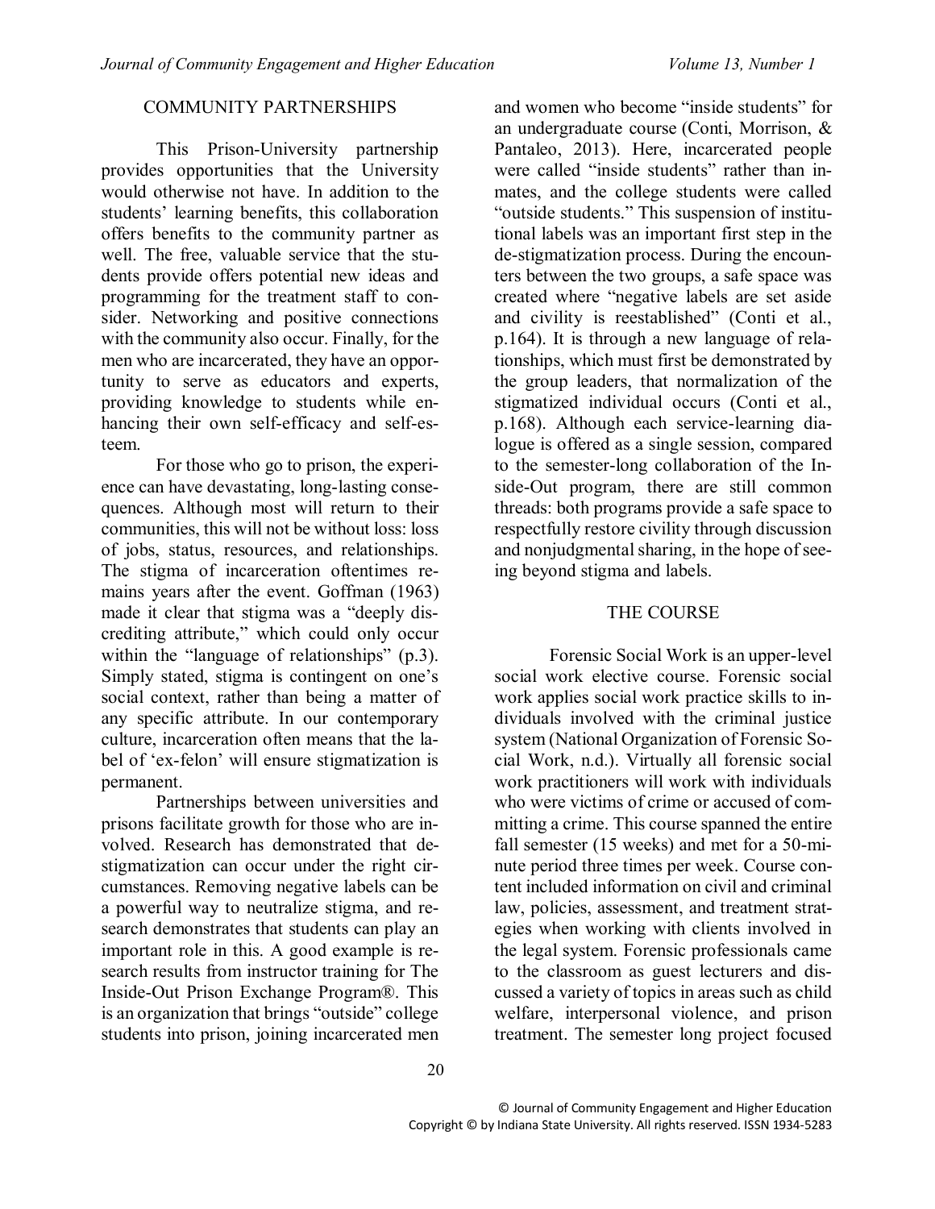## COMMUNITY PARTNERSHIPS

This Prison-University partnership provides opportunities that the University would otherwise not have. In addition to the students' learning benefits, this collaboration offers benefits to the community partner as well. The free, valuable service that the students provide offers potential new ideas and programming for the treatment staff to consider. Networking and positive connections with the community also occur. Finally, for the men who are incarcerated, they have an opportunity to serve as educators and experts, providing knowledge to students while enhancing their own self-efficacy and self-esteem.

For those who go to prison, the experience can have devastating, long-lasting consequences. Although most will return to their communities, this will not be without loss: loss of jobs, status, resources, and relationships. The stigma of incarceration oftentimes remains years after the event. Goffman (1963) made it clear that stigma was a "deeply discrediting attribute," which could only occur within the "language of relationships" (p.3). Simply stated, stigma is contingent on one's social context, rather than being a matter of any specific attribute. In our contemporary culture, incarceration often means that the label of 'ex-felon' will ensure stigmatization is permanent.

Partnerships between universities and prisons facilitate growth for those who are involved. Research has demonstrated that de-stigmatization can occur under the right circumstances. Removing negative labels can be a powerful way to neutralize stigma, and research demonstrates that students can play an important role in this. A good example is research results from instructor training for The Inside-Out Prison Exchange Program®. This is an organization that brings "outside" college students into prison, joining incarcerated men and women who become "inside students" for an undergraduate course (Conti, Morrison, & Pantaleo, 2013). Here, incarcerated people were called "inside students" rather than inmates, and the college students were called "outside students." This suspension of institutional labels was an important first step in the de-stigmatization process. During the encounters between the two groups, a safe space was created where "negative labels are set aside and civility is reestablished" (Conti et al., p.164). It is through a new language of relationships, which must first be demonstrated by the group leaders, that normalization of the stigmatized individual occurs (Conti et al., p.168). Although each service-learning dialogue is offered as a single session, compared to the semester-long collaboration of the Inside-Out program, there are still common threads: both programs provide a safe space to respectfully restore civility through discussion and nonjudgmental sharing, in the hope of seeing beyond stigma and labels.

## THE COURSE

Forensic Social Work is an upper-level social work elective course. Forensic social work applies social work practice skills to individuals involved with the criminal justice system (National Organization of Forensic Social Work, n.d.). Virtually all forensic social work practitioners will work with individuals who were victims of crime or accused of committing a crime. This course spanned the entire fall semester (15 weeks) and met for a 50-minute period three times per week. Course content included information on civil and criminal law, policies, assessment, and treatment strategies when working with clients involved in the legal system. Forensic professionals came to the classroom as guest lecturers and discussed a variety of topics in areas such as child welfare, interpersonal violence, and prison treatment. The semester long project focused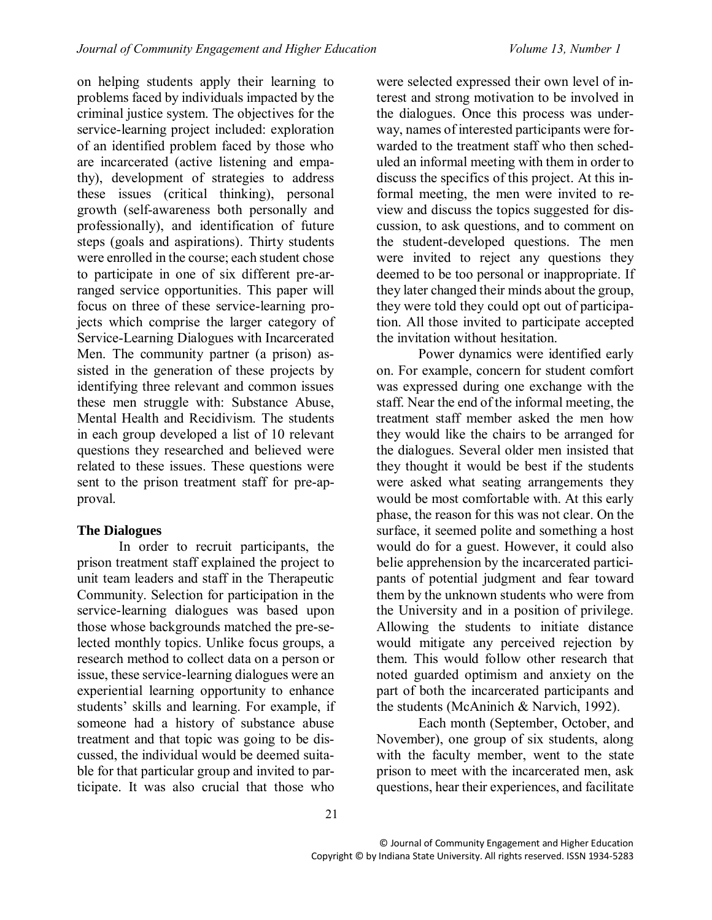on helping students apply their learning to problems faced by individuals impacted by the criminal justice system. The objectives for the service-learning project included: exploration of an identified problem faced by those who are incarcerated (active listening and empathy), development of strategies to address these issues (critical thinking), personal growth (self-awareness both personally and professionally), and identification of future steps (goals and aspirations). Thirty students were enrolled in the course; each student chose to participate in one of six different pre-arranged service opportunities. This paper will focus on three of these service-learning projects which comprise the larger category of Service-Learning Dialogues with Incarcerated Men. The community partner (a prison) assisted in the generation of these projects by identifying three relevant and common issues these men struggle with: Substance Abuse, Mental Health and Recidivism. The students in each group developed a list of 10 relevant questions they researched and believed were related to these issues. These questions were sent to the prison treatment staff for pre-approval.

**The Dialogues**

In order to recruit participants, the prison treatment staff explained the project to unit team leaders and staff in the Therapeutic Community. Selection for participation in the service-learning dialogues was based upon those whose backgrounds matched the pre-selected monthly topics. Unlike focus groups, a research method to collect data on a person or issue, these service-learning dialogues were an experiential learning opportunity to enhance students' skills and learning. For example, if someone had a history of substance abuse treatment and that topic was going to be discussed, the individual would be deemed suitable for that particular group and invited to participate. It was also crucial that those who were selected expressed their own level of interest and strong motivation to be involved in the dialogues. Once this process was underway, names of interested participants were forwarded to the treatment staff who then scheduled an informal meeting with them in order to discuss the specifics of this project. At this informal meeting, the men were invited to review and discuss the topics suggested for discussion, to ask questions, and to comment on the student-developed questions. The men were invited to reject any questions they deemed to be too personal or inappropriate. If they later changed their minds about the group, they were told they could opt out of participation. All those invited to participate accepted the invitation without hesitation.

Power dynamics were identified early on. For example, concern for student comfort was expressed during one exchange with the staff. Near the end of the informal meeting, the treatment staff member asked the men how they would like the chairs to be arranged for the dialogues. Several older men insisted that they thought it would be best if the students were asked what seating arrangements they would be most comfortable with. At this early phase, the reason for this was not clear. On the surface, it seemed polite and something a host would do for a guest. However, it could also belie apprehension by the incarcerated participants of potential judgment and fear toward them by the unknown students who were from the University and in a position of privilege. Allowing the students to initiate distance would mitigate any perceived rejection by them. This would follow other research that noted guarded optimism and anxiety on the part of both the incarcerated participants and the students (McAninich & Narvich, 1992).

Each month (September, October, and November), one group of six students, along with the faculty member, went to the state prison to meet with the incarcerated men, ask questions, hear their experiences, and facilitate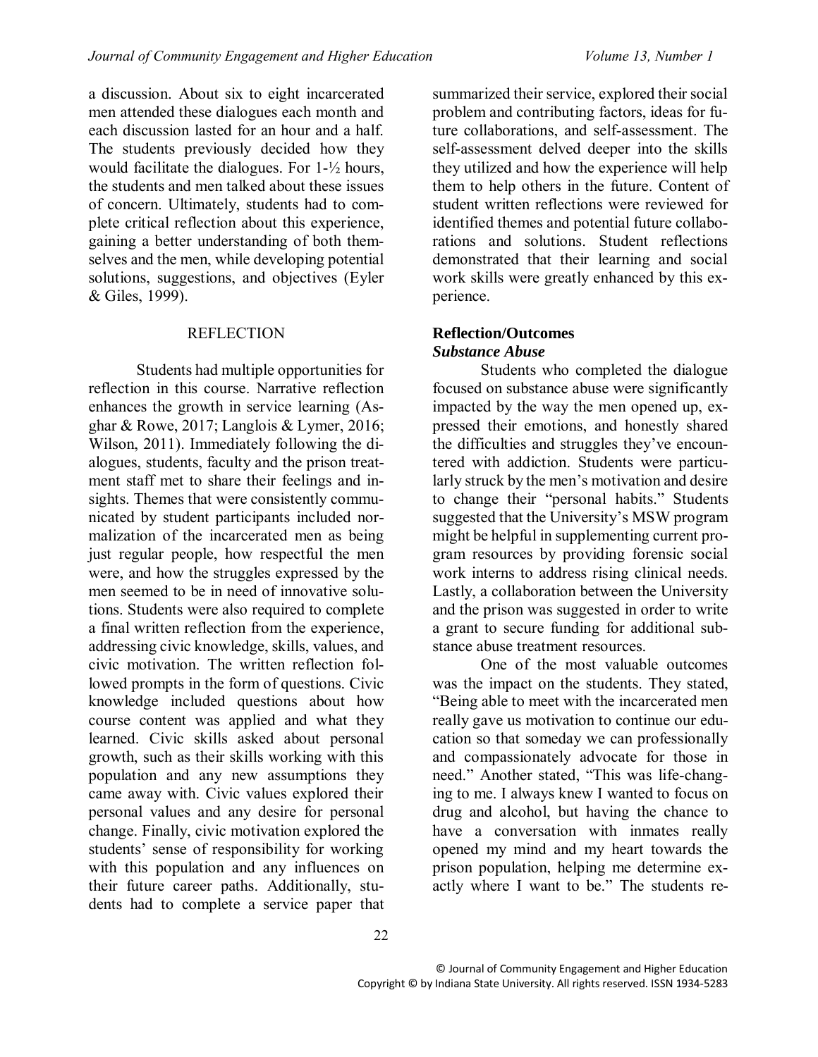a discussion. About six to eight incarcerated men attended these dialogues each month and each discussion lasted for an hour and a half. The students previously decided how they would facilitate the dialogues. For 1-½ hours, the students and men talked about these issues of concern. Ultimately, students had to complete critical reflection about this experience, gaining a better understanding of both themselves and the men, while developing potential solutions, suggestions, and objectives (Eyler & Giles, 1999).

## REFLECTION

Students had multiple opportunities for reflection in this course. Narrative reflection enhances the growth in service learning (Asghar & Rowe, 2017; Langlois & Lymer, 2016; Wilson, 2011). Immediately following the dialogues, students, faculty and the prison treatment staff met to share their feelings and insights. Themes that were consistently communicated by student participants included normalization of the incarcerated men as being just regular people, how respectful the men were, and how the struggles expressed by the men seemed to be in need of innovative solutions. Students were also required to complete a final written reflection from the experience, addressing civic knowledge, skills, values, and civic motivation. The written reflection followed prompts in the form of questions. Civic knowledge included questions about how course content was applied and what they learned. Civic skills asked about personal growth, such as their skills working with this population and any new assumptions they came away with. Civic values explored their personal values and any desire for personal change. Finally, civic motivation explored the students' sense of responsibility for working with this population and any influences on their future career paths. Additionally, students had to complete a service paper that summarized their service, explored their social problem and contributing factors, ideas for future collaborations, and self-assessment. The self-assessment delved deeper into the skills they utilized and how the experience will help them to help others in the future. Content of student written reflections were reviewed for identified themes and potential future collaborations and solutions. Student reflections demonstrated that their learning and social work skills were greatly enhanced by this experience.

### Reflection/Outcomes

#### *Substance Abuse*

Students who completed the dialogue focused on substance abuse were significantly impacted by the way the men opened up, expressed their emotions, and honestly shared the difficulties and struggles they've encountered with addiction. Students were particularly struck by the men's motivation and desire to change their "personal habits." Students suggested that the University's MSW program might be helpful in supplementing current program resources by providing forensic social work interns to address rising clinical needs. Lastly, a collaboration between the University and the prison was suggested in order to write a grant to secure funding for additional substance abuse treatment resources.

One of the most valuable outcomes was the impact on the students. They stated, "Being able to meet with the incarcerated men really gave us motivation to continue our education so that someday we can professionally and compassionately advocate for those in need." Another stated, "This was life-changing to me. I always knew I wanted to focus on drug and alcohol, but having the chance to have a conversation with inmates really opened my mind and my heart towards the prison population, helping me determine exactly where I want to be." The students re-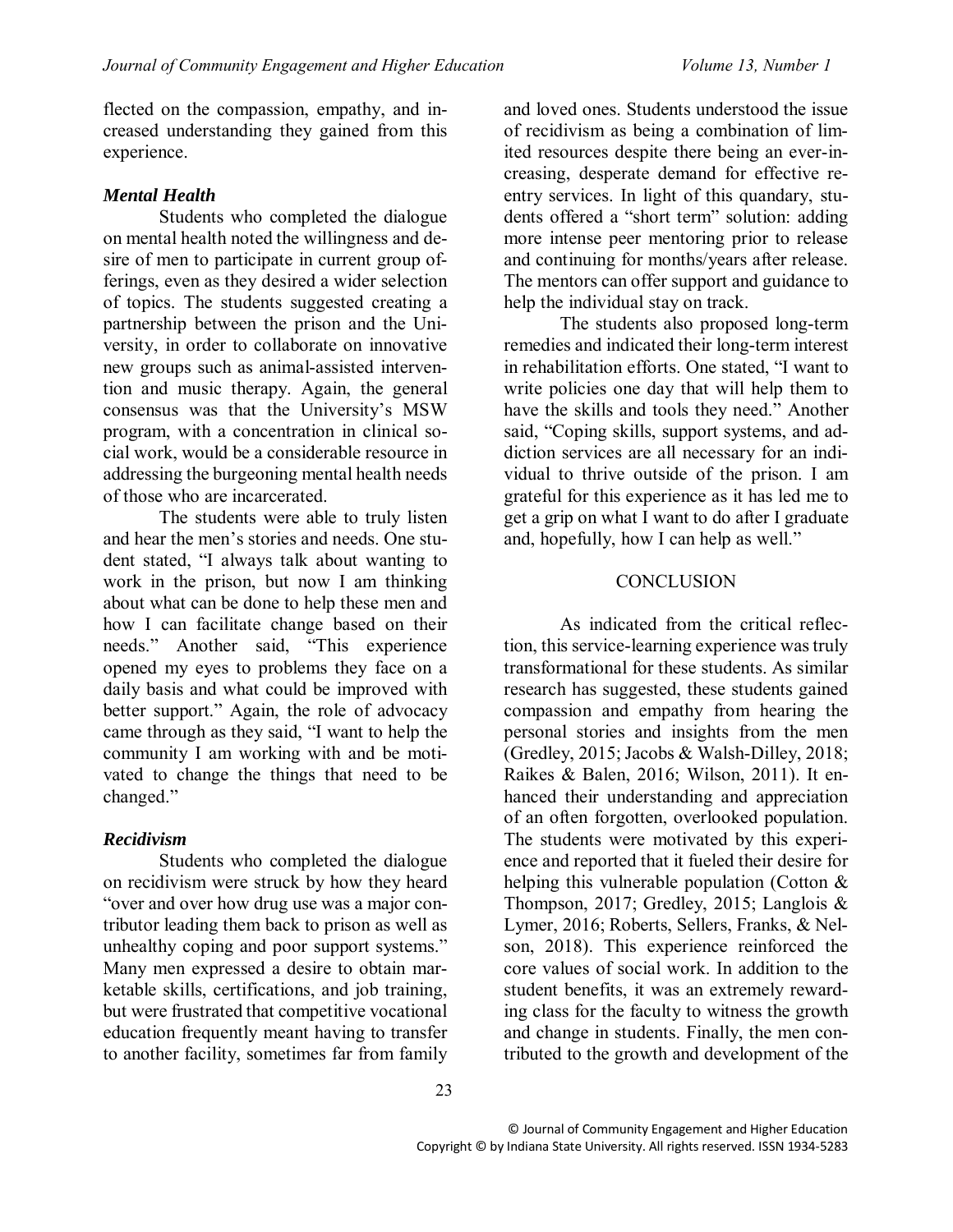flected on the compassion, empathy, and increased understanding they gained from this experience.

### *Mental Health*

Students who completed the dialogue on mental health noted the willingness and desire of men to participate in current group offerings, even as they desired a wider selection of topics. The students suggested creating a partnership between the prison and the University, in order to collaborate on innovative new groups such as animal-assisted intervention and music therapy. Again, the general consensus was that the University's MSW program, with a concentration in clinical social work, would be a considerable resource in addressing the burgeoning mental health needs of those who are incarcerated.

The students were able to truly listen and hear the men's stories and needs. One student stated, "I always talk about wanting to work in the prison, but now I am thinking about what can be done to help these men and how I can facilitate change based on their needs." Another said, "This experience opened my eyes to problems they face on a daily basis and what could be improved with better support." Again, the role of advocacy came through as they said, "I want to help the community I am working with and be motivated to change the things that need to be changed."

### *Recidivism*

Students who completed the dialogue on recidivism were struck by how they heard "over and over how drug use was a major contributor leading them back to prison as well as unhealthy coping and poor support systems." Many men expressed a desire to obtain marketable skills, certifications, and job training, but were frustrated that competitive vocational education frequently meant having to transfer to another facility, sometimes far from family and loved ones. Students understood the issue of recidivism as being a combination of limited resources despite there being an ever-increasing, desperate demand for effective reentry services. In light of this quandary, students offered a "short term" solution: adding more intense peer mentoring prior to release and continuing for months/years after release. The mentors can offer support and guidance to help the individual stay on track.

The students also proposed long-term remedies and indicated their long-term interest in rehabilitation efforts. One stated, "I want to write policies one day that will help them to have the skills and tools they need." Another said, "Coping skills, support systems, and addiction services are all necessary for an individual to thrive outside of the prison. I am grateful for this experience as it has led me to get a grip on what I want to do after I graduate and, hopefully, how I can help as well."

## CONCLUSION

As indicated from the critical reflection, this service-learning experience was truly transformational for these students. As similar research has suggested, these students gained compassion and empathy from hearing the personal stories and insights from the men (Gredley, 2015; Jacobs & Walsh-Dilley, 2018; Raikes & Balen, 2016; Wilson, 2011). It enhanced their understanding and appreciation of an often forgotten, overlooked population. The students were motivated by this experience and reported that it fueled their desire for helping this vulnerable population (Cotton & Thompson, 2017; Gredley, 2015; Langlois & Lymer, 2016; Roberts, Sellers, Franks, & Nelson, 2018). This experience reinforced the core values of social work. In addition to the student benefits, it was an extremely rewarding class for the faculty to witness the growth and change in students. Finally, the men contributed to the growth and development of the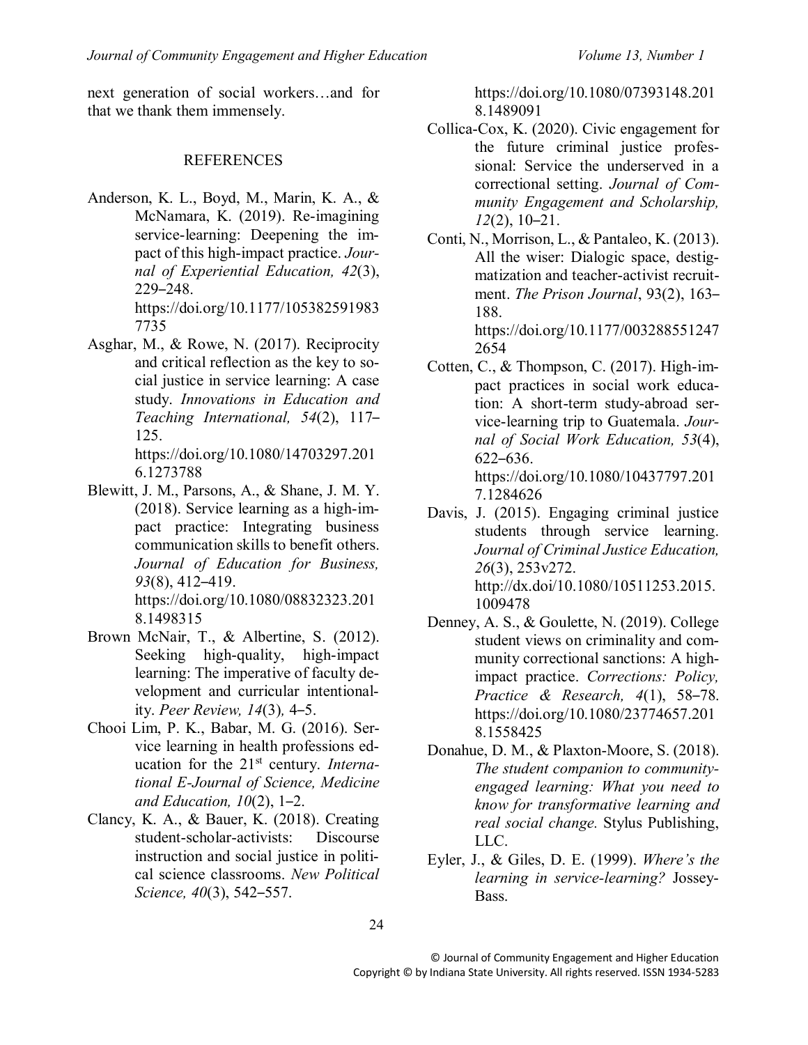next generation of social workers…and for that we thank them immensely.

## REFERENCES

Anderson, K. L., Boyd, M., Marin, K. A., & McNamara, K. (2019). Re-imagining service-learning: Deepening the impact of this high-impact practice. *Journal of Experiential Education, 42*(3), 229–248. https://doi.org/10.1177/1053825919837735

Asghar, M., & Rowe, N. (2017). Reciprocity and critical reflection as the key to social justice in service learning: A case study. *Innovations in Education and Teaching International, 54*(2), 117–125. https://doi.org/10.1080/14703297.2016.1273788

Blewitt, J. M., Parsons, A., & Shane, J. M. Y. (2018). Service learning as a high-impact practice: Integrating business communication skills to benefit others. *Journal of Education for Business, 93*(8), 412–419. https://doi.org/10.1080/08832323.2018.1498315

Brown McNair, T., & Albertine, S. (2012). Seeking high-quality, high-impact learning: The imperative of faculty development and curricular intentionality. *Peer Review, 14*(3), 4–5.

Chooi Lim, P. K., Babar, M. G. (2016). Service learning in health professions education for the 21st century. *International E-Journal of Science, Medicine and Education, 10*(2), 1–2.

Clancy, K. A., & Bauer, K. (2018). Creating student-scholar-activists: Discourse instruction and social justice in political science classrooms. *New Political Science, 40*(3), 542–557. https://doi.org/10.1080/07393148.2018.1489091

Collica-Cox, K. (2020). Civic engagement for the future criminal justice professional: Service the underserved in a correctional setting. *Journal of Community Engagement and Scholarship, 12*(2), 10–21.

Conti, N., Morrison, L., & Pantaleo, K. (2013). All the wiser: Dialogic space, destigmatization and teacher-activist recruitment. *The Prison Journal*, 93(2), 163–188. https://doi.org/10.1177/0032885512472654

Cotten, C., & Thompson, C. (2017). High-impact practices in social work education: A short-term study-abroad service-learning trip to Guatemala. *Journal of Social Work Education, 53*(4), 622–636. https://doi.org/10.1080/10437797.2017.1284626

Davis, J. (2015). Engaging criminal justice students through service learning. *Journal of Criminal Justice Education, 26*(3), 253v272. http://dx.doi/10.1080/10511253.2015.1009478

Denney, A. S., & Goulette, N. (2019). College student views on criminality and community correctional sanctions: A high-impact practice. *Corrections: Policy, Practice & Research, 4*(1), 58–78. https://doi.org/10.1080/23774657.2018.1558425

Donahue, D. M., & Plaxton-Moore, S. (2018). *The student companion to community-engaged learning: What you need to know for transformative learning and real social change.* Stylus Publishing, LLC.

Eyler, J., & Giles, D. E. (1999). *Where's the learning in service-learning?* Jossey-Bass.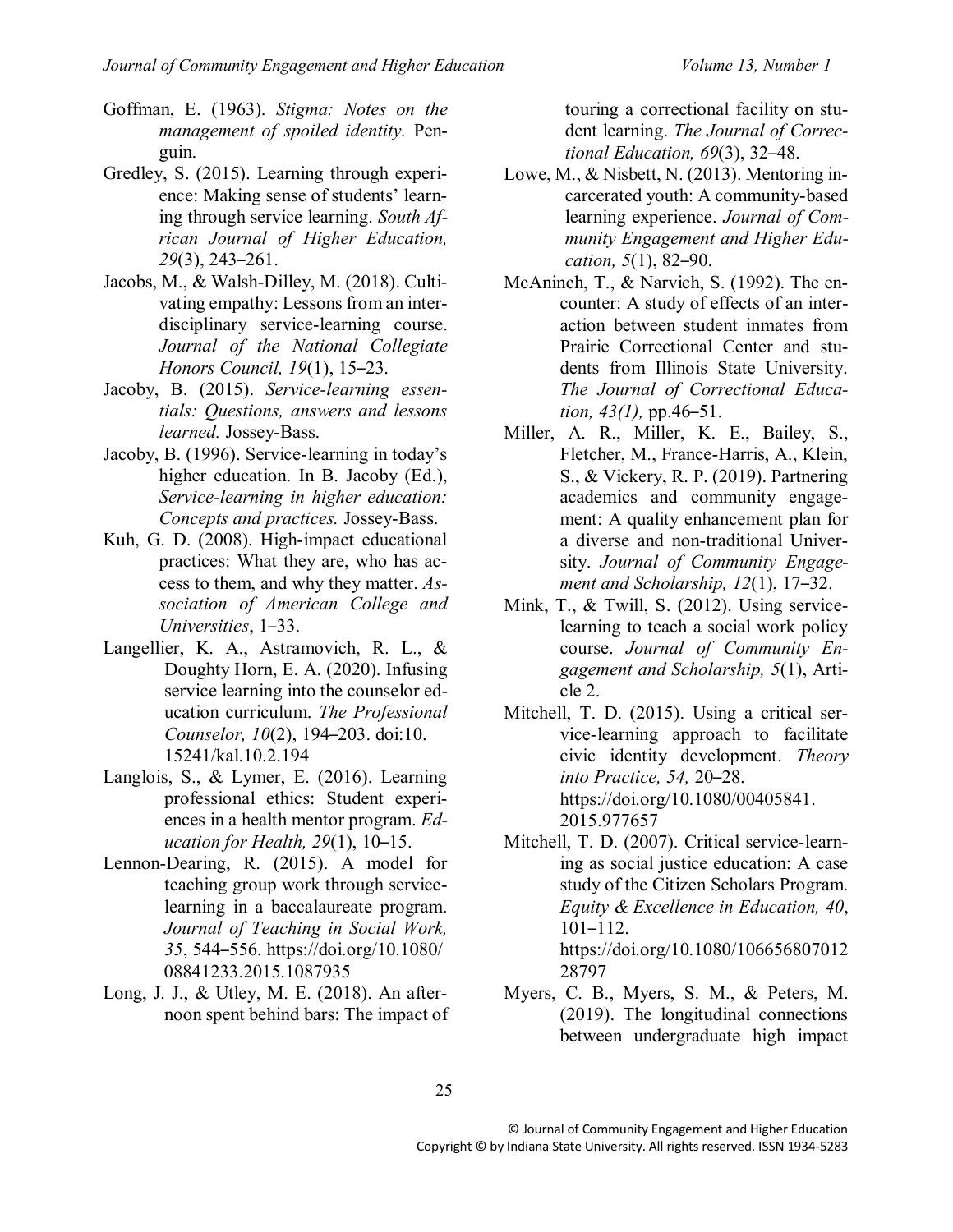Goffman, E. (1963). *Stigma: Notes on the management of spoiled identity.* Penguin.

Gredley, S. (2015). Learning through experience: Making sense of students' learning through service learning. *South African Journal of Higher Education, 29*(3), 243–261.

Jacobs, M., & Walsh-Dilley, M. (2018). Cultivating empathy: Lessons from an interdisciplinary service-learning course. *Journal of the National Collegiate Honors Council, 19*(1), 15–23.

Jacoby, B. (2015). *Service-learning essentials: Questions, answers and lessons learned.* Jossey-Bass.

Jacoby, B. (1996). Service-learning in today's higher education. In B. Jacoby (Ed.), *Service-learning in higher education: Concepts and practices.* Jossey-Bass.

Kuh, G. D. (2008). High-impact educational practices: What they are, who has access to them, and why they matter. *Association of American College and Universities*, 1–33.

Langellier, K. A., Astramovich, R. L., & Doughty Horn, E. A. (2020). Infusing service learning into the counselor education curriculum. *The Professional Counselor, 10*(2), 194–203. doi:10. 15241/kal.10.2.194

Langlois, S., & Lymer, E. (2016). Learning professional ethics: Student experiences in a health mentor program. *Education for Health, 29*(1), 10–15.

Lennon-Dearing, R. (2015). A model for teaching group work through service-learning in a baccalaureate program. *Journal of Teaching in Social Work, 35*, 544–556. https://doi.org/10.1080/ 08841233.2015.1087935

Long, J. J., & Utley, M. E. (2018). An afternoon spent behind bars: The impact of touring a correctional facility on student learning. *The Journal of Correctional Education, 69*(3), 32–48.

Lowe, M., & Nisbett, N. (2013). Mentoring incarcerated youth: A community-based learning experience. *Journal of Community Engagement and Higher Education, 5*(1), 82–90.

McAninch, T., & Narvich, S. (1992). The encounter: A study of effects of an interaction between student inmates from Prairie Correctional Center and students from Illinois State University. *The Journal of Correctional Education, 43(1),* pp.46–51.

Miller, A. R., Miller, K. E., Bailey, S., Fletcher, M., France-Harris, A., Klein, S., & Vickery, R. P. (2019). Partnering academics and community engagement: A quality enhancement plan for a diverse and non-traditional University. *Journal of Community Engagement and Scholarship, 12*(1), 17–32.

Mink, T., & Twill, S. (2012). Using service-learning to teach a social work policy course. *Journal of Community Engagement and Scholarship, 5*(1), Article 2.

Mitchell, T. D. (2015). Using a critical service-learning approach to facilitate civic identity development. *Theory into Practice, 54,* 20–28. https://doi.org/10.1080/00405841. 2015.977657

Mitchell, T. D. (2007). Critical service-learning as social justice education: A case study of the Citizen Scholars Program. *Equity & Excellence in Education, 40*, 101–112. https://doi.org/10.1080/106656807012 28797

Myers, C. B., Myers, S. M., & Peters, M. (2019). The longitudinal connections between undergraduate high impact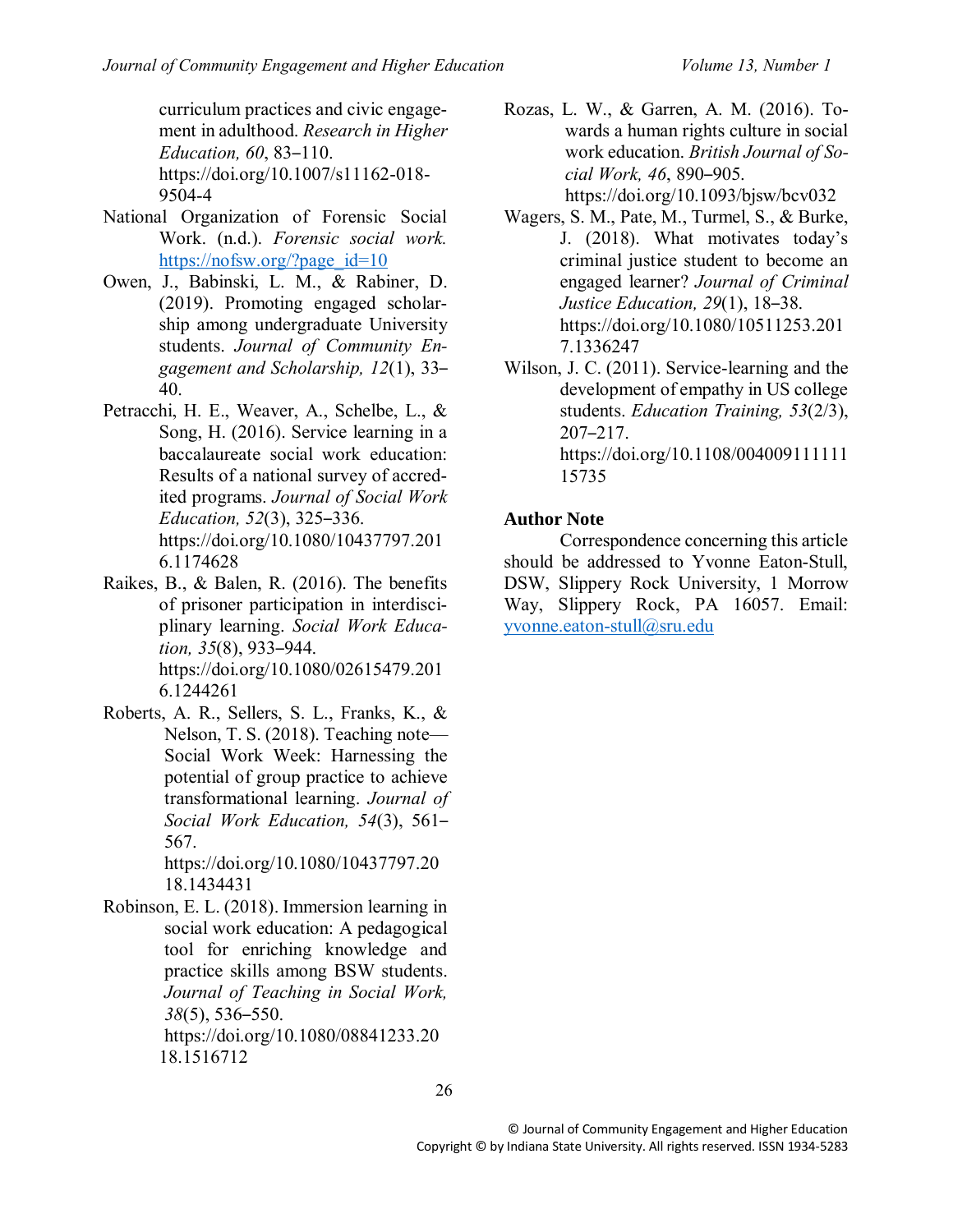curriculum practices and civic engagement in adulthood. *Research in Higher Education, 60*, 83–110. https://doi.org/10.1007/s11162-018-9504-4

National Organization of Forensic Social Work. (n.d.). *Forensic social work.* https://nofsw.org/?page_id=10

Owen, J., Babinski, L. M., & Rabiner, D. (2019). Promoting engaged scholarship among undergraduate University students. *Journal of Community Engagement and Scholarship, 12*(1), 33–40.

Petracchi, H. E., Weaver, A., Schelbe, L., & Song, H. (2016). Service learning in a baccalaureate social work education: Results of a national survey of accredited programs. *Journal of Social Work Education, 52*(3), 325–336. https://doi.org/10.1080/10437797.2016.1174628

Raikes, B., & Balen, R. (2016). The benefits of prisoner participation in interdisciplinary learning. *Social Work Education, 35*(8), 933–944. https://doi.org/10.1080/02615479.2016.1244261

Roberts, A. R., Sellers, S. L., Franks, K., & Nelson, T. S. (2018). Teaching note—Social Work Week: Harnessing the potential of group practice to achieve transformational learning. *Journal of Social Work Education, 54*(3), 561–567. https://doi.org/10.1080/10437797.2018.1434431

Robinson, E. L. (2018). Immersion learning in social work education: A pedagogical tool for enriching knowledge and practice skills among BSW students. *Journal of Teaching in Social Work, 38*(5), 536–550. https://doi.org/10.1080/08841233.2018.1516712

Rozas, L. W., & Garren, A. M. (2016). Towards a human rights culture in social work education. *British Journal of Social Work, 46*, 890–905. https://doi.org/10.1093/bjsw/bcv032

Wagers, S. M., Pate, M., Turmel, S., & Burke, J. (2018). What motivates today's criminal justice student to become an engaged learner? *Journal of Criminal Justice Education, 29*(1), 18–38. https://doi.org/10.1080/10511253.2017.1336247

Wilson, J. C. (2011). Service-learning and the development of empathy in US college students. *Education Training, 53*(2/3), 207–217. https://doi.org/10.1108/00400911111115735

## Author Note

Correspondence concerning this article should be addressed to Yvonne Eaton-Stull, DSW, Slippery Rock University, 1 Morrow Way, Slippery Rock, PA 16057. Email: yvonne.eaton-stull@sru.edu